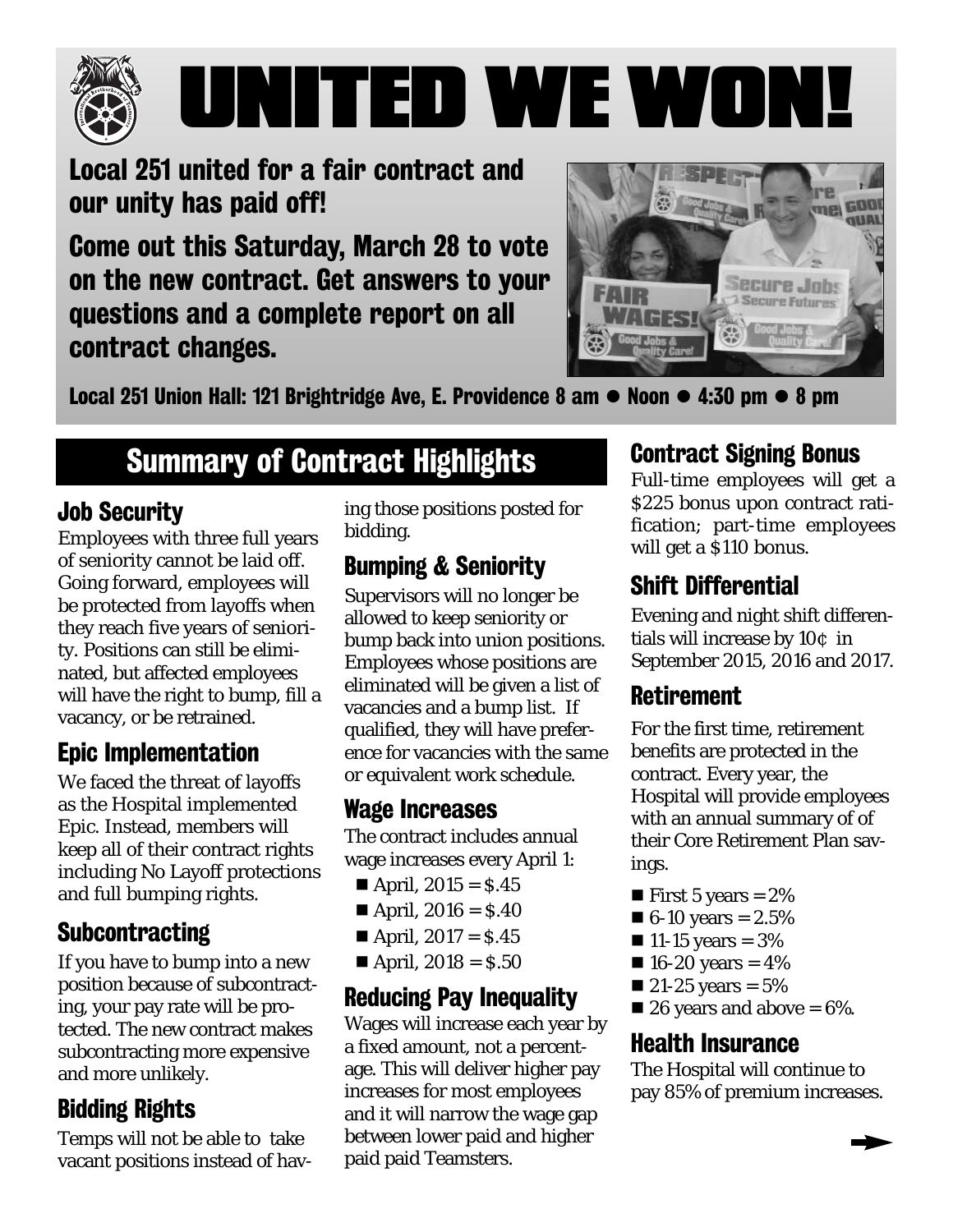# UNITED WE WON!

## Local 251 united for a fair contract and our unity has paid off!

## Come out this Saturday, March 28 to vote on the new contract. Get answers to your questions and a complete report on all contract changes.

**Local 251 Union Hall: 121 Brightridge Ave, E. Providence 8 am ● Noon ● 4:30 pm ● 8 pm**

## Summary of Contract Highlights

### Job Security

Employees with three full years of seniority cannot be laid off. Going forward, employees will be protected from layoffs when they reach five years of seniority. Positions can still be eliminated, but affected employees will have the right to bump, fill a vacancy, or be retrained.

### Epic Implementation

We faced the threat of layoffs as the Hospital implemented Epic. Instead, members will keep all of their contract rights including No Layoff protections and full bumping rights.

### Subcontracting

If you have to bump into a new position because of subcontracting, your pay rate will be protected. The new contract makes subcontracting more expensive and more unlikely.

### Bidding Rights

Temps will not be able to take vacant positions instead of having those positions posted for bidding.

### Bumping & Seniority

Supervisors will no longer be allowed to keep seniority or bump back into union positions. Employees whose positions are eliminated will be given a list of vacancies and a bump list. If qualified, they will have preference for vacancies with the same or equivalent work schedule.

### Wage Increases

The contract includes annual wage increases every April 1:

- April, 2015 = $.45
- April, 2016 = $.40
- April, 2017 = $.45
- April, 2018 = $.50

### Reducing Pay Inequality

Wages will increase each year by a fixed amount, not a percentage. This will deliver higher pay increases for most employees and it will narrow the wage gap between lower paid and higher paid paid Teamsters.

### Contract Signing Bonus

Full-time employees will get a $225 bonus upon contract ratification; part-time employees will get a $110 bonus.

### Shift Differential

Evening and night shift differentials will increase by 10¢ in September 2015, 2016 and 2017.

### Retirement

For the first time, retirement benefits are protected in the contract. Every year, the Hospital will provide employees with an annual summary of of their Core Retirement Plan savings.

- First 5 years = 2%
- 6-10 years = 2.5%
- 11-15 years = 3%
- 16-20 years = 4%
- 21-25 years = 5%
- 26 years and above = 6%.

### Health Insurance

The Hospital will continue to pay 85% of premium increases.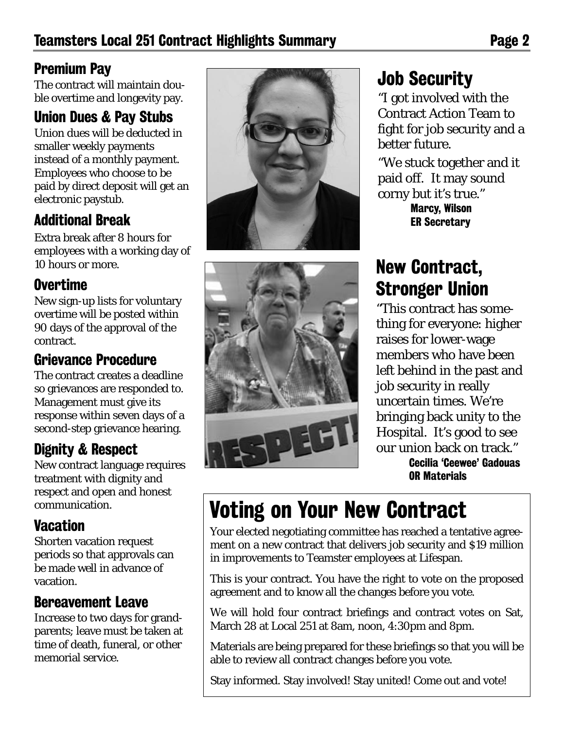## Premium Pay

The contract will maintain double overtime and longevity pay.

## Union Dues & Pay Stubs

Union dues will be deducted in smaller weekly payments instead of a monthly payment. Employees who choose to be paid by direct deposit will get an electronic paystub.

## Additional Break

Extra break after 8 hours for employees with a working day of 10 hours or more.

## Overtime

New sign-up lists for voluntary overtime will be posted within 90 days of the approval of the contract.

## Grievance Procedure

The contract creates a deadline so grievances are responded to. Management must give its response within seven days of a second-step grievance hearing.

## Dignity & Respect

New contract language requires treatment with dignity and respect and open and honest communication.

## Vacation

Shorten vacation request periods so that approvals can be made well in advance of vacation.

## Bereavement Leave

Increase to two days for grandparents; leave must be taken at time of death, funeral, or other memorial service.

## Job Security

"I got involved with the Contract Action Team to fight for job security and a better future.

"We stuck together and it paid off. It may sound corny but it's true."

**Marcy, Wilson**
**ER Secretary**

## New Contract, Stronger Union

"This contract has something for everyone: higher raises for lower-wage members who have been left behind in the past and job security in really uncertain times. We're bringing back unity to the Hospital. It's good to see our union back on track."

**Cecilia 'Ceewee' Gadouas**
**OR Materials**

# Voting on Your New Contract

Your elected negotiating committee has reached a tentative agreement on a new contract that delivers job security and $19 million in improvements to Teamster employees at Lifespan.

This is your contract. You have the right to vote on the proposed agreement and to know all the changes before you vote.

We will hold four contract briefings and contract votes on Sat, March 28 at Local 251 at 8am, noon, 4:30pm and 8pm.

Materials are being prepared for these briefings so that you will be able to review all contract changes before you vote.

Stay informed. Stay involved! Stay united! Come out and vote!